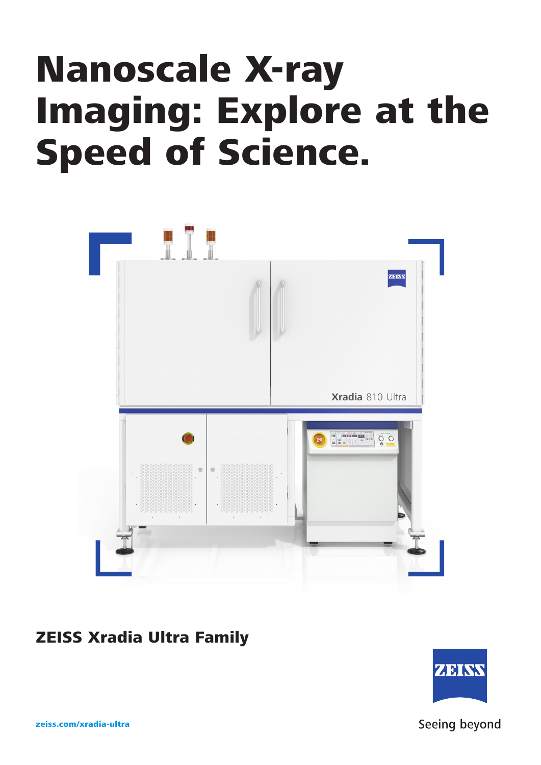# Nanoscale X-ray Imaging: Explore at the Speed of Science.

## ZEISS Xradia Ultra Family

zeiss.com/xradia-ultra

Seeing beyond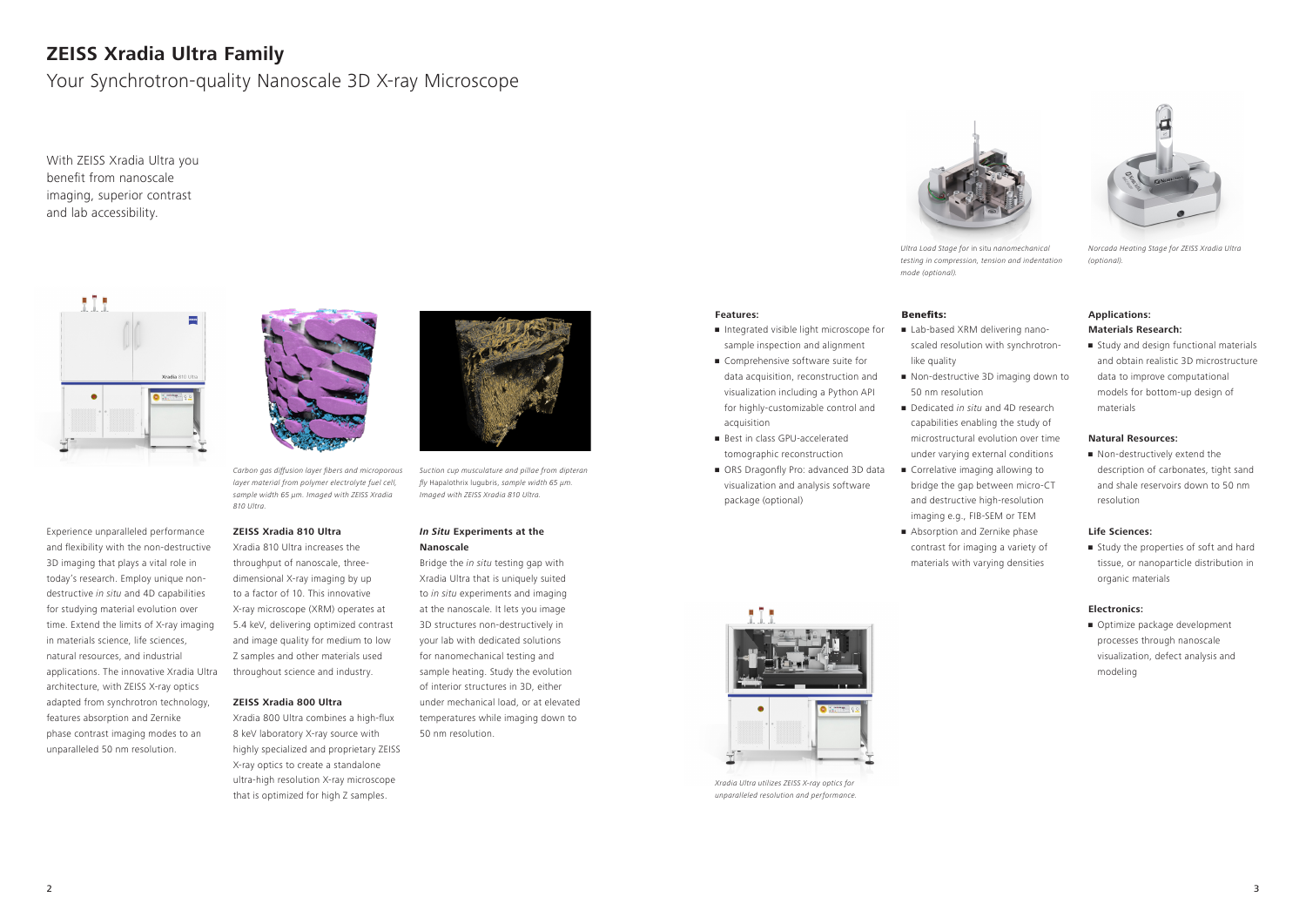# ZEISS Xradia Ultra Family

Your Synchrotron-quality Nanoscale 3D X-ray Microscope

With ZEISS Xradia Ultra you benefit from nanoscale imaging, superior contrast and lab accessibility.

*Carbon gas diffusion layer fibers and microporous layer material from polymer electrolyte fuel cell, sample width 65 µm. Imaged with ZEISS Xradia 810 Ultra.*

*Suction cup musculature and pillae from dipteran fly* Hapalothrix lugubris*, sample width 65 µm. Imaged with ZEISS Xradia 810 Ultra.*

Experience unparalleled performance and flexibility with the non-destructive 3D imaging that plays a vital role in today's research. Employ unique non-destructive *in situ* and 4D capabilities for studying material evolution over time. Extend the limits of X-ray imaging in materials science, life sciences, natural resources, and industrial applications. The innovative Xradia Ultra architecture, with ZEISS X-ray optics adapted from synchrotron technology, features absorption and Zernike phase contrast imaging modes to an unparalleled 50 nm resolution.

### ZEISS Xradia 810 Ultra

Xradia 810 Ultra increases the throughput of nanoscale, three-dimensional X-ray imaging by up to a factor of 10. This innovative X-ray microscope (XRM) operates at 5.4 keV, delivering optimized contrast and image quality for medium to low Z samples and other materials used throughout science and industry.

### ZEISS Xradia 800 Ultra

Xradia 800 Ultra combines a high-flux 8 keV laboratory X-ray source with highly specialized and proprietary ZEISS X-ray optics to create a standalone ultra-high resolution X-ray microscope that is optimized for high Z samples.

### *In Situ* Experiments at the Nanoscale

Bridge the *in situ* testing gap with Xradia Ultra that is uniquely suited to *in situ* experiments and imaging at the nanoscale. It lets you image 3D structures non-destructively in your lab with dedicated solutions for nanomechanical testing and sample heating. Study the evolution of interior structures in 3D, either under mechanical load, or at elevated temperatures while imaging down to 50 nm resolution.

*Ultra Load Stage for* in situ *nanomechanical testing in compression, tension and indentation mode (optional).*

*Norcada Heating Stage for ZEISS Xradia Ultra (optional).*

### Features:

- Integrated visible light microscope for sample inspection and alignment
- Comprehensive software suite for data acquisition, reconstruction and visualization including a Python API for highly-customizable control and acquisition
- Best in class GPU-accelerated tomographic reconstruction
- ORS Dragonfly Pro: advanced 3D data visualization and analysis software package (optional)

*Xradia Ultra utilizes ZEISS X-ray optics for unparalleled resolution and performance.*

### Benefits:

- Lab-based XRM delivering nano-scaled resolution with synchrotron-like quality
- Non-destructive 3D imaging down to 50 nm resolution
- Dedicated *in situ* and 4D research capabilities enabling the study of microstructural evolution over time under varying external conditions
- Correlative imaging allowing to bridge the gap between micro-CT and destructive high-resolution imaging e.g., FIB-SEM or TEM
- Absorption and Zernike phase contrast for imaging a variety of materials with varying densities

### Applications:

**Materials Research:**

- Study and design functional materials and obtain realistic 3D microstructure data to improve computational models for bottom-up design of materials

**Natural Resources:**

- Non-destructively extend the description of carbonates, tight sand and shale reservoirs down to 50 nm resolution

**Life Sciences:**

- Study the properties of soft and hard tissue, or nanoparticle distribution in organic materials

**Electronics:**

- Optimize package development processes through nanoscale visualization, defect analysis and modeling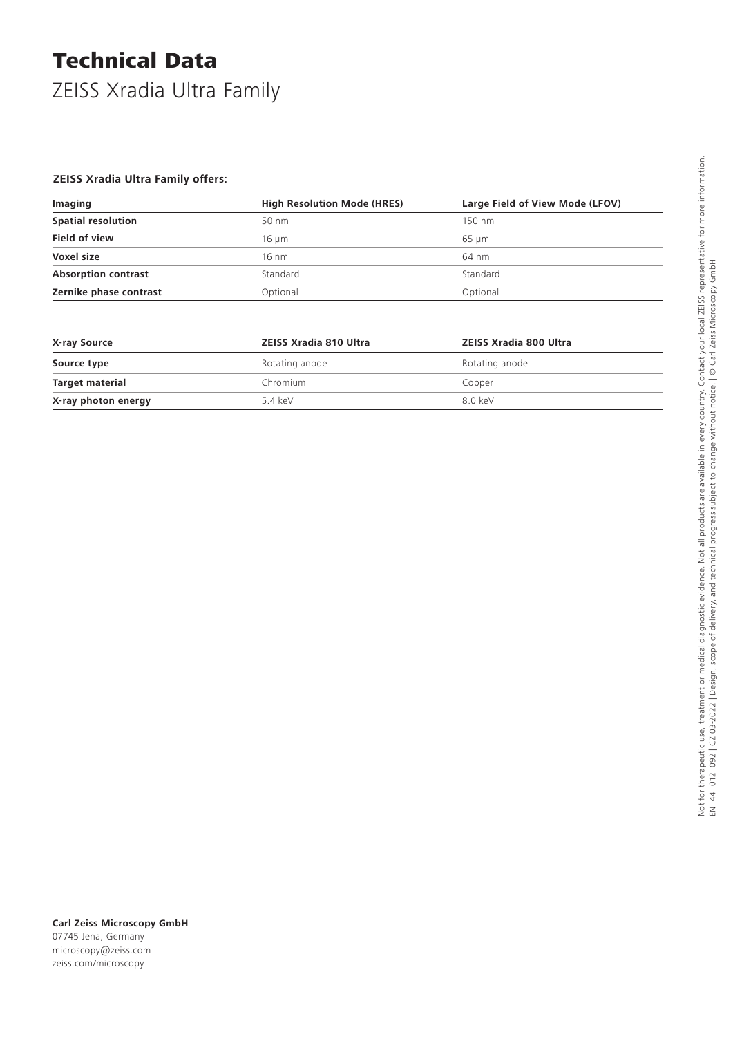# Technical Data

ZEISS Xradia Ultra Family

**ZEISS Xradia Ultra Family offers:**

| Imaging | High Resolution Mode (HRES) | Large Field of View Mode (LFOV) |
|---|---|---|
| **Spatial resolution** | 50 nm | 150 nm |
| **Field of view** | 16 µm | 65 µm |
| **Voxel size** | 16 nm | 64 nm |
| **Absorption contrast** | Standard | Standard |
| **Zernike phase contrast** | Optional | Optional |

| X-ray Source | ZEISS Xradia 810 Ultra | ZEISS Xradia 800 Ultra |
|---|---|---|
| **Source type** | Rotating anode | Rotating anode |
| **Target material** | Chromium | Copper |
| **X-ray photon energy** | 5.4 keV | 8.0 keV |

Not for therapeutic use, treatment or medical diagnostic evidence. Not all products are available in every country. Contact your local ZEISS representative for more information.
EN_44_012_092 | CZ 03-2022 | Design, scope of delivery, and technical progress subject to change without notice. | © Carl Zeiss Microscopy GmbH

**Carl Zeiss Microscopy GmbH**
07745 Jena, Germany
microscopy@zeiss.com
zeiss.com/microscopy